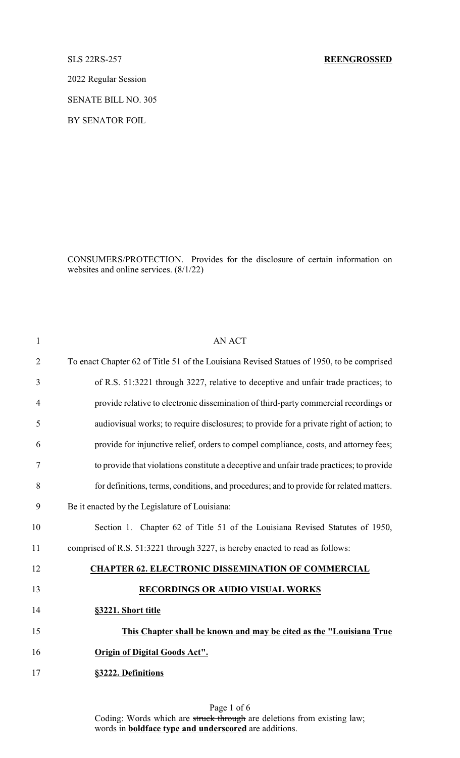SLS 22RS-257 **REENGROSSED**

2022 Regular Session

SENATE BILL NO. 305

BY SENATOR FOIL

CONSUMERS/PROTECTION. Provides for the disclosure of certain information on websites and online services. (8/1/22)

AN ACT

To enact Chapter 62 of Title 51 of the Louisiana Revised Statues of 1950, to be comprised of R.S. 51:3221 through 3227, relative to deceptive and unfair trade practices; to provide relative to electronic dissemination of third-party commercial recordings or audiovisual works; to require disclosures; to provide for a private right of action; to provide for injunctive relief, orders to compel compliance, costs, and attorney fees; to provide that violations constitute a deceptive and unfair trade practices; to provide for definitions, terms, conditions, and procedures; and to provide for related matters.

Be it enacted by the Legislature of Louisiana:

Section 1. Chapter 62 of Title 51 of the Louisiana Revised Statutes of 1950, comprised of R.S. 51:3221 through 3227, is hereby enacted to read as follows:

**CHAPTER 62. ELECTRONIC DISSEMINATION OF COMMERCIAL RECORDINGS OR AUDIO VISUAL WORKS**

**§3221. Short title**

**This Chapter shall be known and may be cited as the "Louisiana True Origin of Digital Goods Act".**

**§3222. Definitions**

Coding: Words which are ~~struck through~~ are deletions from existing law; words in **boldface type and underscored** are additions.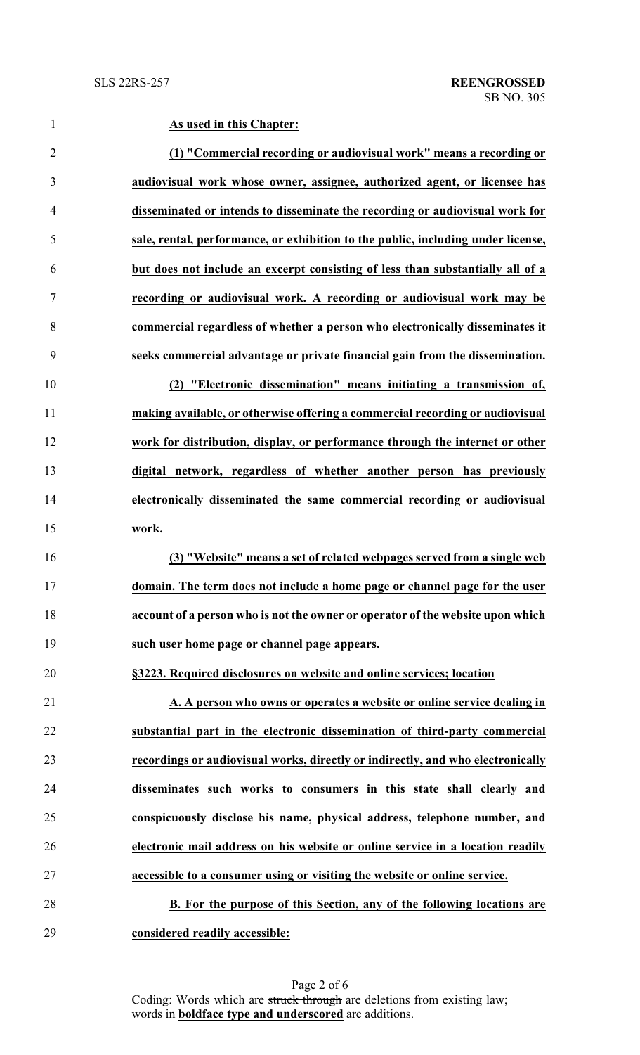**As used in this Chapter:**

**(1) "Commercial recording or audiovisual work" means a recording or audiovisual work whose owner, assignee, authorized agent, or licensee has disseminated or intends to disseminate the recording or audiovisual work for sale, rental, performance, or exhibition to the public, including under license, but does not include an excerpt consisting of less than substantially all of a recording or audiovisual work. A recording or audiovisual work may be commercial regardless of whether a person who electronically disseminates it seeks commercial advantage or private financial gain from the dissemination.**

**(2) "Electronic dissemination" means initiating a transmission of, making available, or otherwise offering a commercial recording or audiovisual work for distribution, display, or performance through the internet or other digital network, regardless of whether another person has previously electronically disseminated the same commercial recording or audiovisual work.**

**(3) "Website" means a set of related webpages served from a single web domain. The term does not include a home page or channel page for the user account of a person who is not the owner or operator of the website upon which such user home page or channel page appears.**

**§3223. Required disclosures on website and online services; location**

**A. A person who owns or operates a website or online service dealing in substantial part in the electronic dissemination of third-party commercial recordings or audiovisual works, directly or indirectly, and who electronically disseminates such works to consumers in this state shall clearly and conspicuously disclose his name, physical address, telephone number, and electronic mail address on his website or online service in a location readily accessible to a consumer using or visiting the website or online service.**

**B. For the purpose of this Section, any of the following locations are considered readily accessible:**

Coding: Words which are ~~struck through~~ are deletions from existing law; words in **boldface type and underscored** are additions.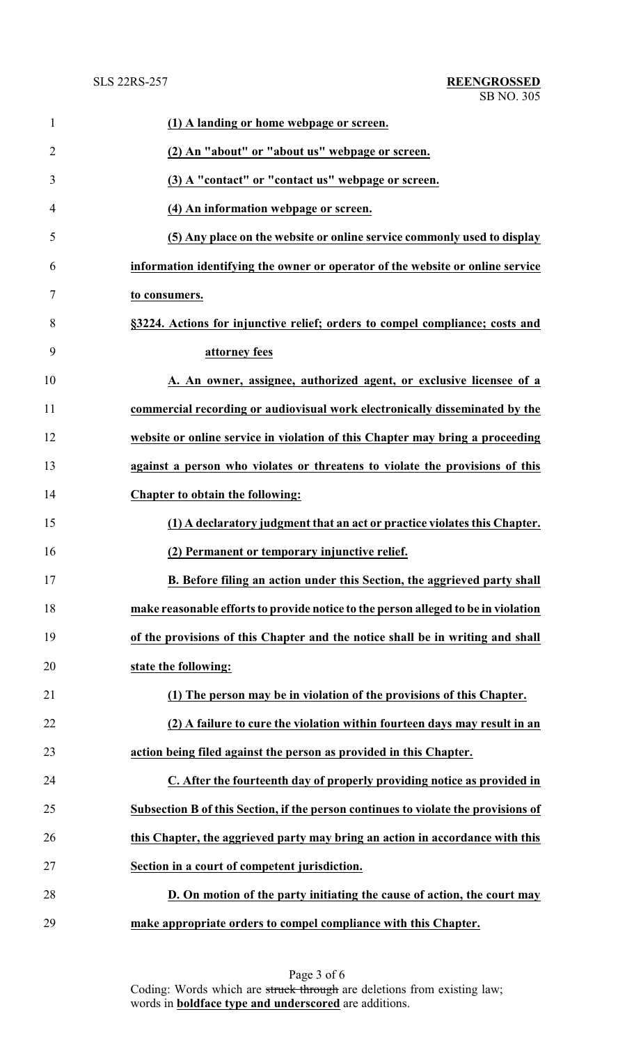**(1) A landing or home webpage or screen.**

**(2) An "about" or "about us" webpage or screen.**

**(3) A "contact" or "contact us" webpage or screen.**

**(4) An information webpage or screen.**

**(5) Any place on the website or online service commonly used to display information identifying the owner or operator of the website or online service to consumers.**

**§3224. Actions for injunctive relief; orders to compel compliance; costs and attorney fees**

**A. An owner, assignee, authorized agent, or exclusive licensee of a commercial recording or audiovisual work electronically disseminated by the website or online service in violation of this Chapter may bring a proceeding against a person who violates or threatens to violate the provisions of this Chapter to obtain the following:**

**(1) A declaratory judgment that an act or practice violates this Chapter.**

**(2) Permanent or temporary injunctive relief.**

**B. Before filing an action under this Section, the aggrieved party shall make reasonable efforts to provide notice to the person alleged to be in violation of the provisions of this Chapter and the notice shall be in writing and shall state the following:**

**(1) The person may be in violation of the provisions of this Chapter.**

**(2) A failure to cure the violation within fourteen days may result in an action being filed against the person as provided in this Chapter.**

**C. After the fourteenth day of properly providing notice as provided in Subsection B of this Section, if the person continues to violate the provisions of this Chapter, the aggrieved party may bring an action in accordance with this Section in a court of competent jurisdiction.**

**D. On motion of the party initiating the cause of action, the court may make appropriate orders to compel compliance with this Chapter.**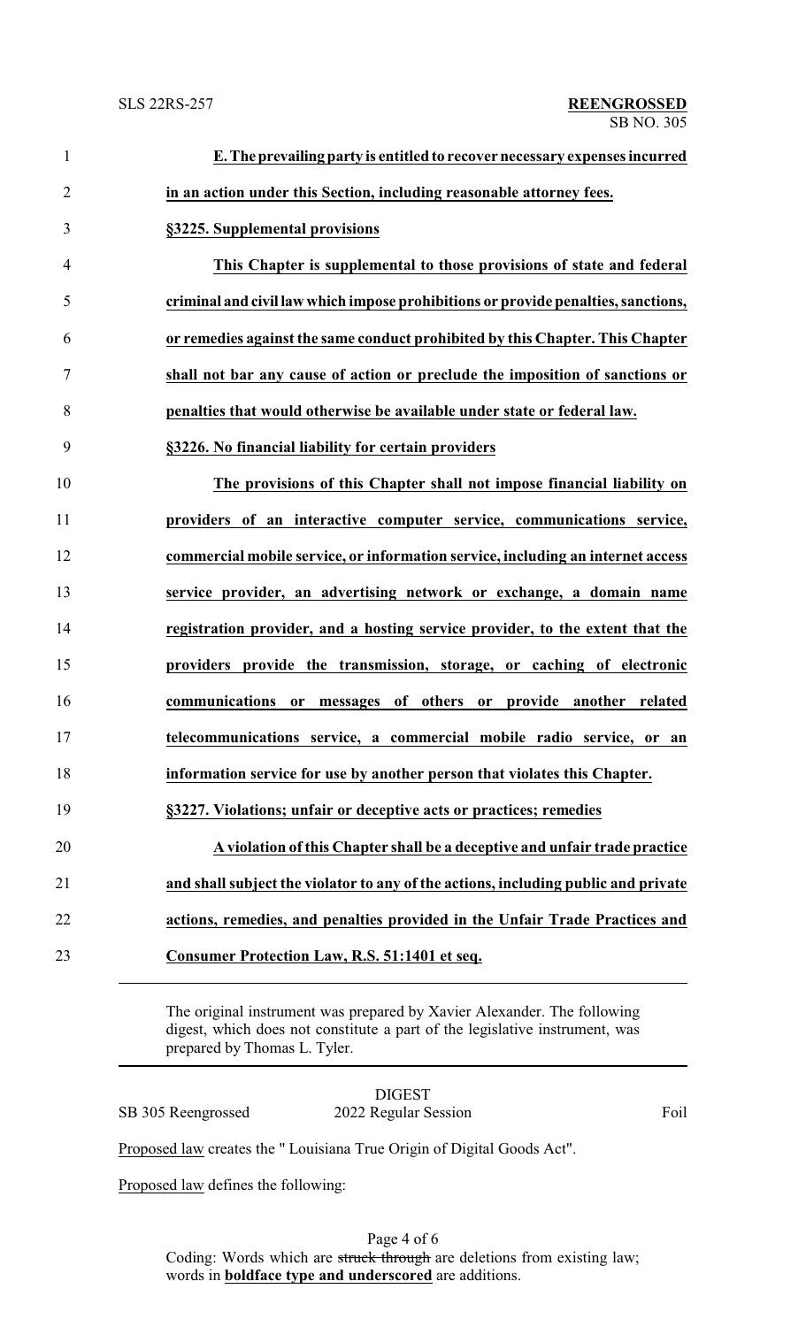**E. The prevailing party is entitled to recover necessary expenses incurred in an action under this Section, including reasonable attorney fees.**

**§3225. Supplemental provisions**

**This Chapter is supplemental to those provisions of state and federal criminal and civil law which impose prohibitions or provide penalties, sanctions, or remedies against the same conduct prohibited by this Chapter. This Chapter shall not bar any cause of action or preclude the imposition of sanctions or penalties that would otherwise be available under state or federal law.**

**§3226. No financial liability for certain providers**

**The provisions of this Chapter shall not impose financial liability on providers of an interactive computer service, communications service, commercial mobile service, or information service, including an internet access service provider, an advertising network or exchange, a domain name registration provider, and a hosting service provider, to the extent that the providers provide the transmission, storage, or caching of electronic communications or messages of others or provide another related telecommunications service, a commercial mobile radio service, or an information service for use by another person that violates this Chapter.**

**§3227. Violations; unfair or deceptive acts or practices; remedies**

**A violation of this Chapter shall be a deceptive and unfair trade practice and shall subject the violator to any of the actions, including public and private actions, remedies, and penalties provided in the Unfair Trade Practices and Consumer Protection Law, R.S. 51:1401 et seq.**

---

The original instrument was prepared by Xavier Alexander. The following digest, which does not constitute a part of the legislative instrument, was prepared by Thomas L. Tyler.

---

DIGEST

SB 305 Reengrossed — 2022 Regular Session — Foil

Proposed law creates the " Louisiana True Origin of Digital Goods Act".

Proposed law defines the following:

Coding: Words which are ~~struck through~~ are deletions from existing law; words in **boldface type and underscored** are additions.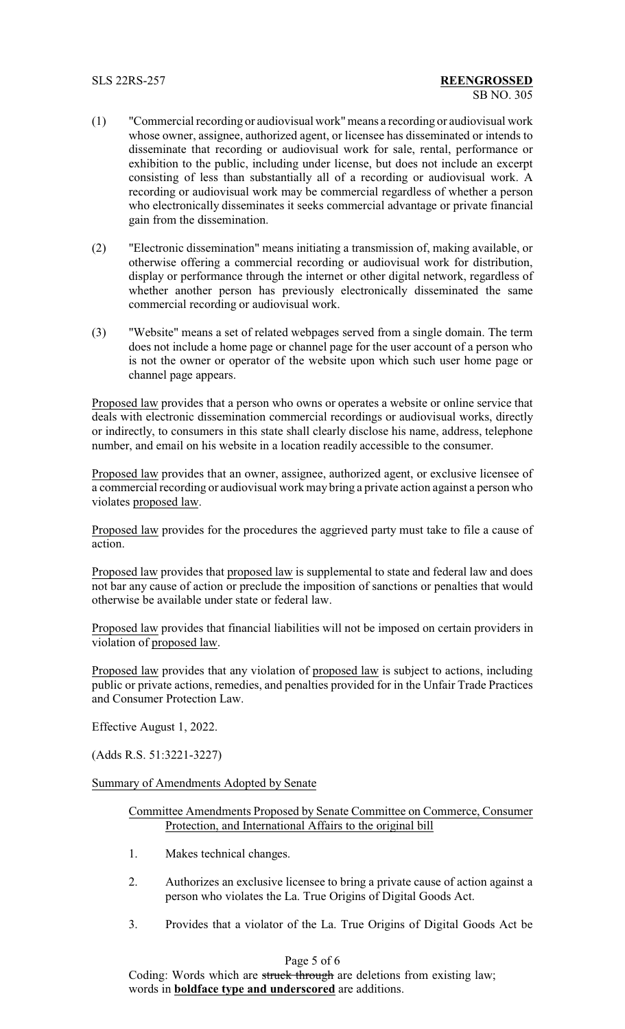(1) "Commercial recording or audiovisual work" means a recording or audiovisual work whose owner, assignee, authorized agent, or licensee has disseminated or intends to disseminate that recording or audiovisual work for sale, rental, performance or exhibition to the public, including under license, but does not include an excerpt consisting of less than substantially all of a recording or audiovisual work. A recording or audiovisual work may be commercial regardless of whether a person who electronically disseminates it seeks commercial advantage or private financial gain from the dissemination.

(2) "Electronic dissemination" means initiating a transmission of, making available, or otherwise offering a commercial recording or audiovisual work for distribution, display or performance through the internet or other digital network, regardless of whether another person has previously electronically disseminated the same commercial recording or audiovisual work.

(3) "Website" means a set of related webpages served from a single domain. The term does not include a home page or channel page for the user account of a person who is not the owner or operator of the website upon which such user home page or channel page appears.

Proposed law provides that a person who owns or operates a website or online service that deals with electronic dissemination commercial recordings or audiovisual works, directly or indirectly, to consumers in this state shall clearly disclose his name, address, telephone number, and email on his website in a location readily accessible to the consumer.

Proposed law provides that an owner, assignee, authorized agent, or exclusive licensee of a commercial recording or audiovisual work may bring a private action against a person who violates proposed law.

Proposed law provides for the procedures the aggrieved party must take to file a cause of action.

Proposed law provides that proposed law is supplemental to state and federal law and does not bar any cause of action or preclude the imposition of sanctions or penalties that would otherwise be available under state or federal law.

Proposed law provides that financial liabilities will not be imposed on certain providers in violation of proposed law.

Proposed law provides that any violation of proposed law is subject to actions, including public or private actions, remedies, and penalties provided for in the Unfair Trade Practices and Consumer Protection Law.

Effective August 1, 2022.

(Adds R.S. 51:3221-3227)

Summary of Amendments Adopted by Senate

Committee Amendments Proposed by Senate Committee on Commerce, Consumer Protection, and International Affairs to the original bill

1. Makes technical changes.

2. Authorizes an exclusive licensee to bring a private cause of action against a person who violates the La. True Origins of Digital Goods Act.

3. Provides that a violator of the La. True Origins of Digital Goods Act be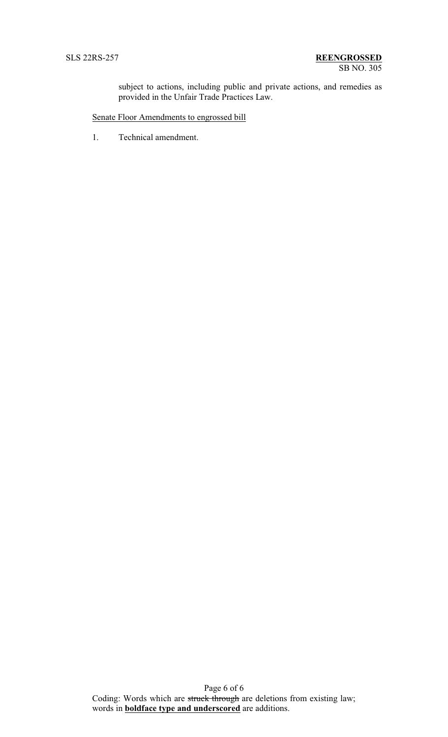subject to actions, including public and private actions, and remedies as provided in the Unfair Trade Practices Law.

<u>Senate Floor Amendments to engrossed bill</u>

1. Technical amendment.

Coding: Words which are ~~struck through~~ are deletions from existing law; words in **<u>boldface type and underscored</u>** are additions.